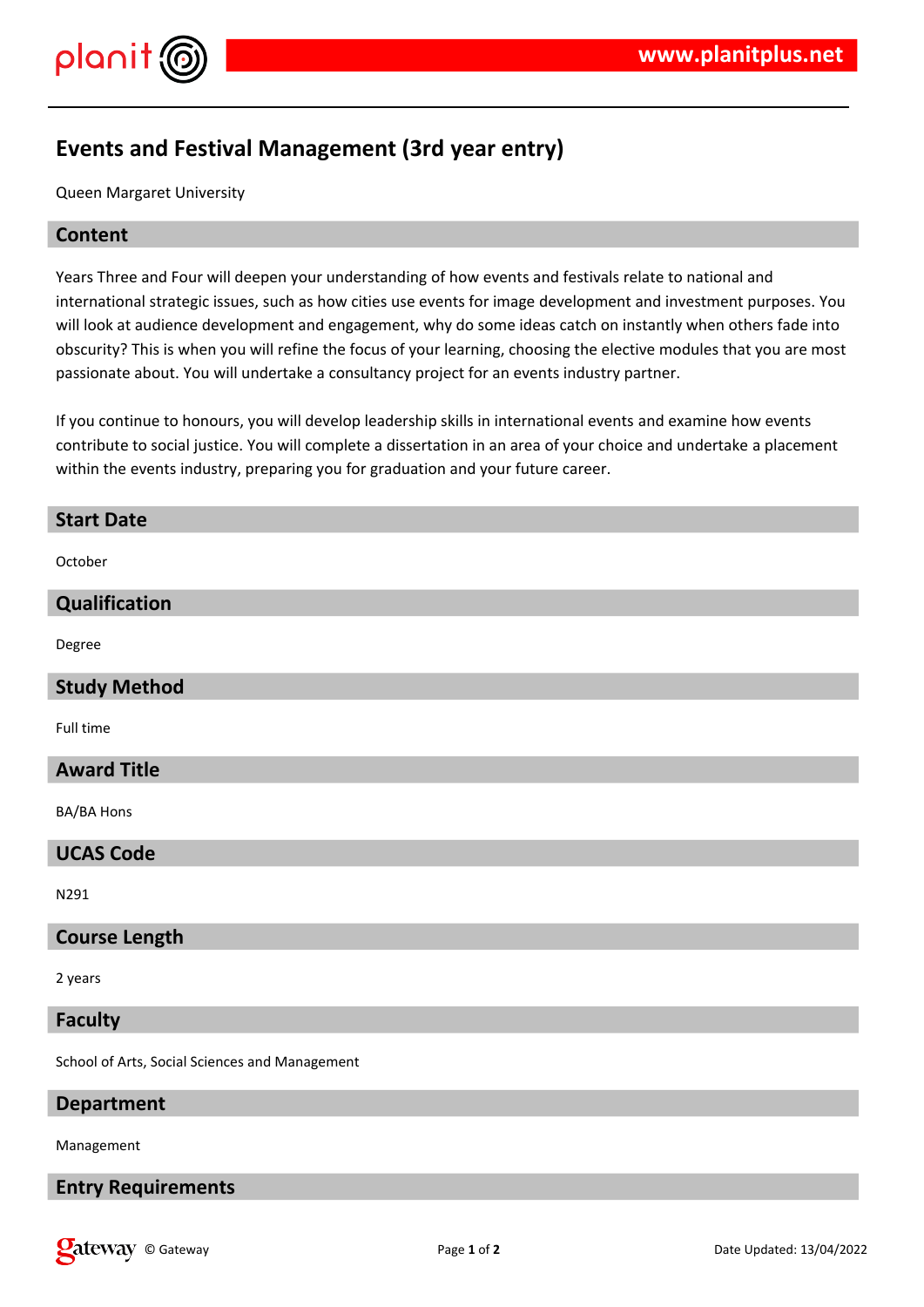# Events and Festival Management (3rd year entry)

Queen Margaret University

## Content

Years Three and Four will deepen your understanding of how events and festivals relate to national and international strategic issues, such as how cities use events for image development and investment purposes. You will look at audience development and engagement, why do some ideas catch on instantly when others fade into obscurity? This is when you will refine the focus of your learning, choosing the elective modules that you are most passionate about. You will undertake a consultancy project for an events industry partner.

If you continue to honours, you will develop leadership skills in international events and examine how events contribute to social justice. You will complete a dissertation in an area of your choice and undertake a placement within the events industry, preparing you for graduation and your future career.

## Start Date

October

## Qualification

Degree

## Study Method

Full time

## Award Title

BA/BA Hons

## UCAS Code

N291

## Course Length

2 years

## Faculty

School of Arts, Social Sciences and Management

## Department

Management

## Entry Requirements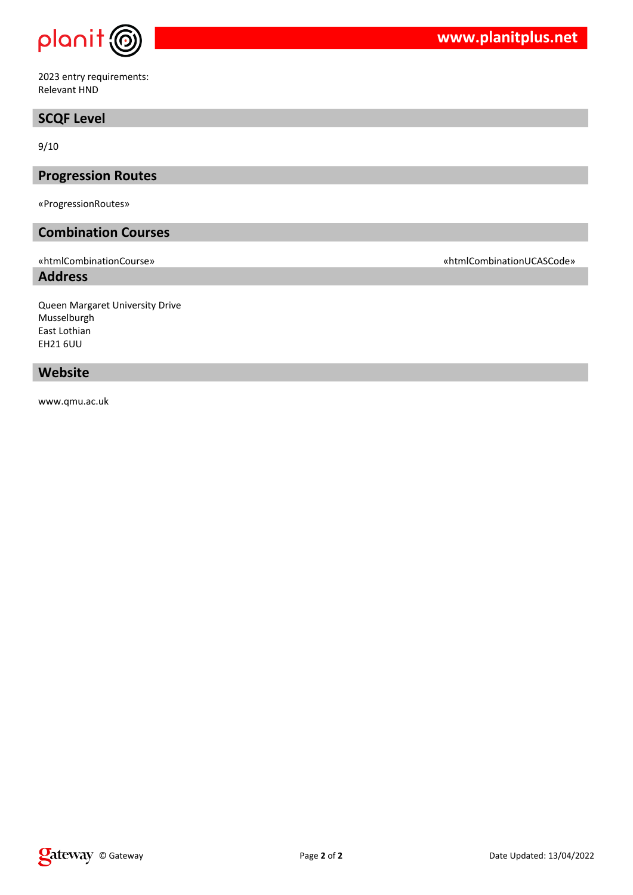2023 entry requirements:
Relevant HND

## SCQF Level

9/10

## Progression Routes

«ProgressionRoutes»

## Combination Courses

«htmlCombinationCourse» «htmlCombinationUCASCode»

## Address

Queen Margaret University Drive
Musselburgh
East Lothian
EH21 6UU

## Website

www.qmu.ac.uk